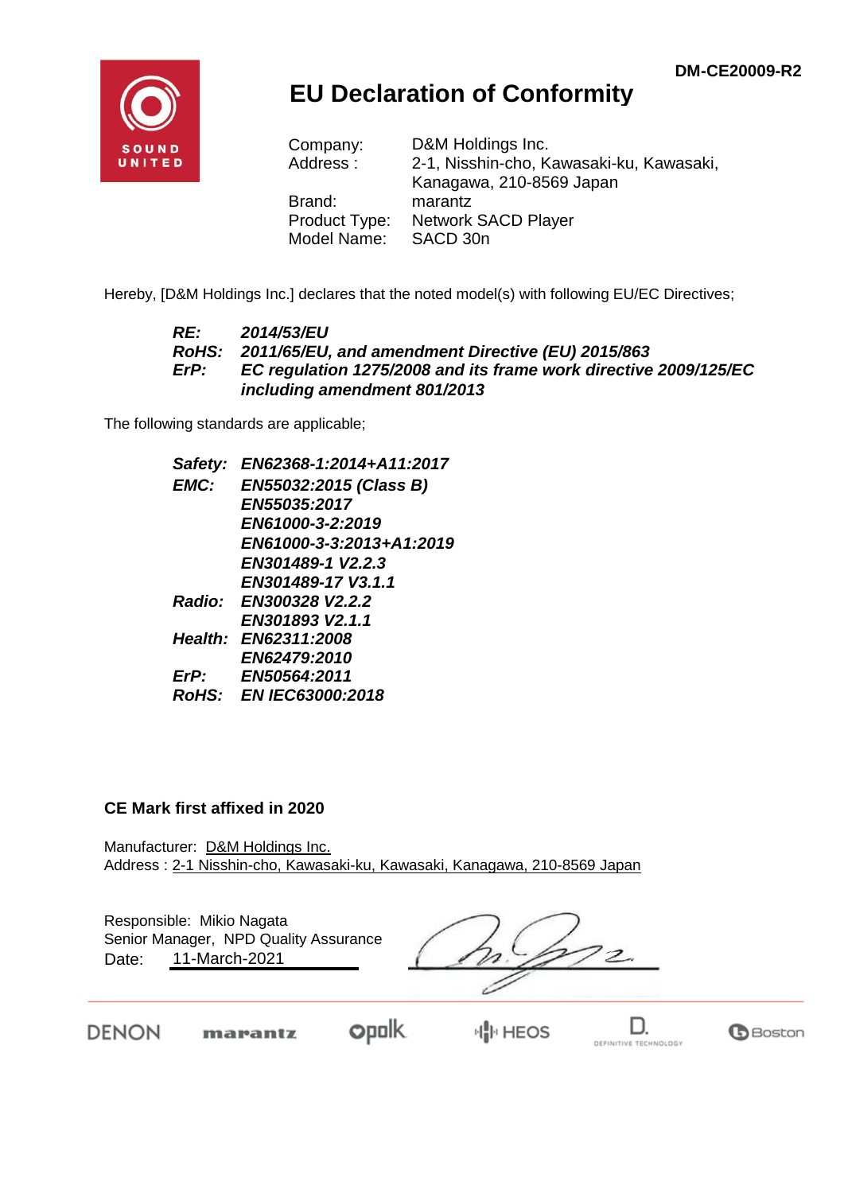DM-CE20009-R2

# EU Declaration of Conformity

Company: D&M Holdings Inc.
Address : 2-1, Nisshin-cho, Kawasaki-ku, Kawasaki, Kanagawa, 210-8569 Japan
Brand: marantz
Product Type: Network SACD Player
Model Name: SACD 30n

Hereby, [D&M Holdings Inc.] declares that the noted model(s) with following EU/EC Directives;

***RE:*** ***2014/53/EU***
***RoHS:*** ***2011/65/EU, and amendment Directive (EU) 2015/863***
***ErP:*** ***EC regulation 1275/2008 and its frame work directive 2009/125/EC including amendment 801/2013***

The following standards are applicable;

***Safety:*** ***EN62368-1:2014+A11:2017***
***EMC:*** ***EN55032:2015 (Class B)***
***EN55035:2017***
***EN61000-3-2:2019***
***EN61000-3-3:2013+A1:2019***
***EN301489-1 V2.2.3***
***EN301489-17 V3.1.1***
***Radio:*** ***EN300328 V2.2.2***
***EN301893 V2.1.1***
***Health:*** ***EN62311:2008***
***EN62479:2010***
***ErP:*** ***EN50564:2011***
***RoHS:*** ***EN IEC63000:2018***

**CE Mark first affixed in 2020**

Manufacturer: D&M Holdings Inc.
Address : 2-1 Nisshin-cho, Kawasaki-ku, Kawasaki, Kanagawa, 210-8569 Japan

Responsible: Mikio Nagata
Senior Manager, NPD Quality Assurance
Date: 11-March-2021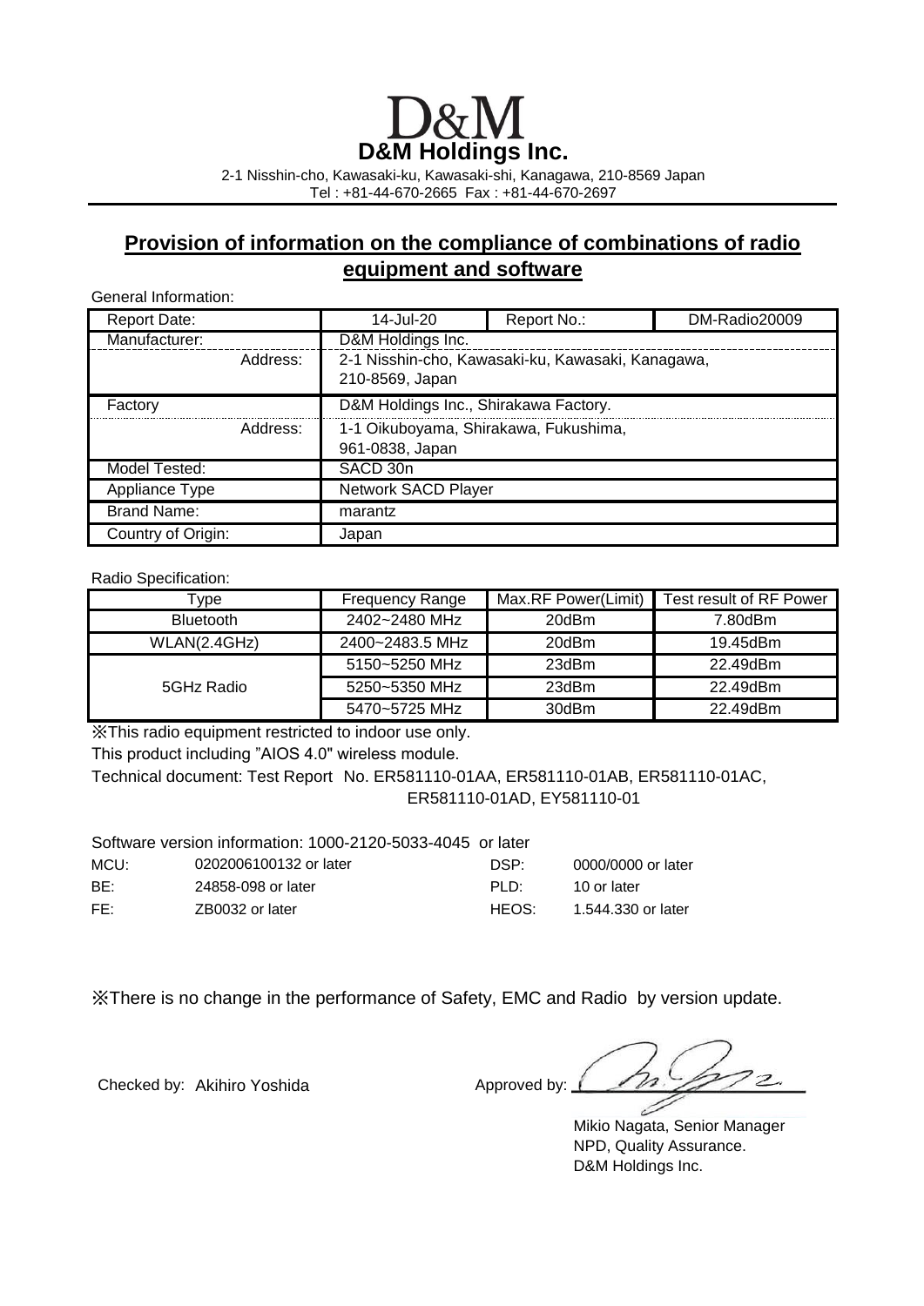# D&M

**D&M Holdings Inc.**

2-1 Nisshin-cho, Kawasaki-ku, Kawasaki-shi, Kanagawa, 210-8569 Japan
Tel : +81-44-670-2665 Fax : +81-44-670-2697

## Provision of information on the compliance of combinations of radio equipment and software

General Information:

| | | | |
|---|---|---|---|
| Report Date: | 14-Jul-20 | Report No.: | DM-Radio20009 |
| Manufacturer: | D&M Holdings Inc. | | |
| Address: | 2-1 Nisshin-cho, Kawasaki-ku, Kawasaki-shi, Kanagawa, 210-8569, Japan | | |
| Factory | D&M Holdings Inc., Shirakawa Factory. | | |
| Address: | 1-1 Oikuboyama, Shirakawa, Fukushima, 961-0838, Japan | | |
| Model Tested: | SACD 30n | | |
| Appliance Type | Network SACD Player | | |
| Brand Name: | marantz | | |
| Country of Origin: | Japan | | |

Radio Specification:

| Type | Frequency Range | Max.RF Power(Limit) | Test result of RF Power |
|---|---|---|---|
| Bluetooth | 2402~2480 MHz | 20dBm | 7.80dBm |
| WLAN(2.4GHz) | 2400~2483.5 MHz | 20dBm | 19.45dBm |
| 5GHz Radio | 5150~5250 MHz | 23dBm | 22.49dBm |
| | 5250~5350 MHz | 23dBm | 22.49dBm |
| | 5470~5725 MHz | 30dBm | 22.49dBm |

※This radio equipment restricted to indoor use only.

This product including "AIOS 4.0" wireless module.

Technical document: Test Report No. ER581110-01AA, ER581110-01AB, ER581110-01AC, ER581110-01AD, EY581110-01

Software version information: 1000-2120-5033-4045 or later

| | | | |
|---|---|---|---|
| MCU: | 0202006100132 or later | DSP: | 0000/0000 or later |
| BE: | 24858-098 or later | PLD: | 10 or later |
| FE: | ZB0032 or later | HEOS: | 1.544.330 or later |

※There is no change in the performance of Safety, EMC and Radio by version update.

Checked by: Akihiro Yoshida

Approved by:

Mikio Nagata, Senior Manager
NPD, Quality Assurance.
D&M Holdings Inc.